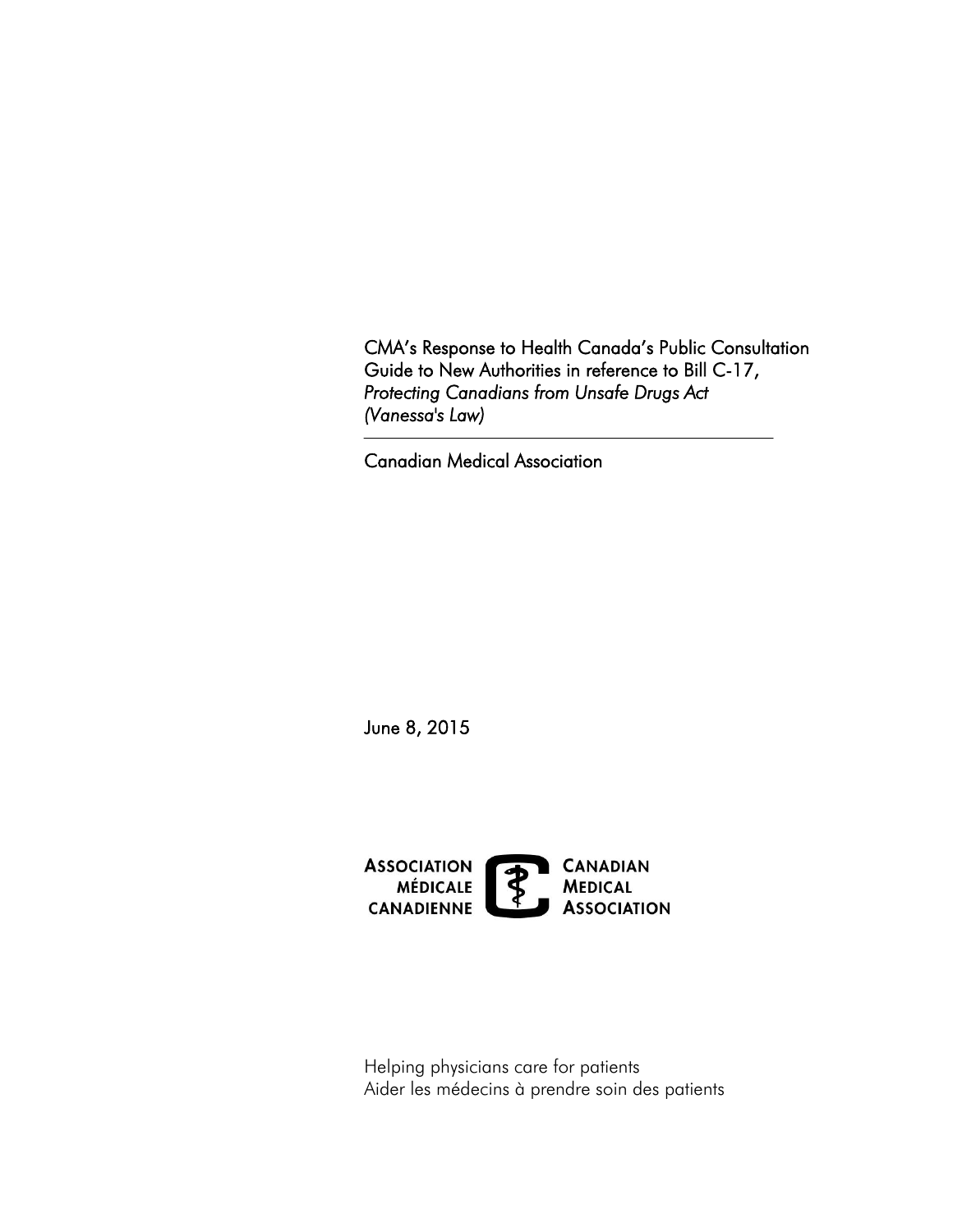# CMA's Response to Health Canada's Public Consultation Guide to New Authorities in reference to Bill C-17, *Protecting Canadians from Unsafe Drugs Act (Vanessa's Law)*

---

Canadian Medical Association

June 8, 2015

ASSOCIATION MÉDICALE CANADIENNE

CANADIAN MEDICAL ASSOCIATION

Helping physicians care for patients
Aider les médecins à prendre soin des patients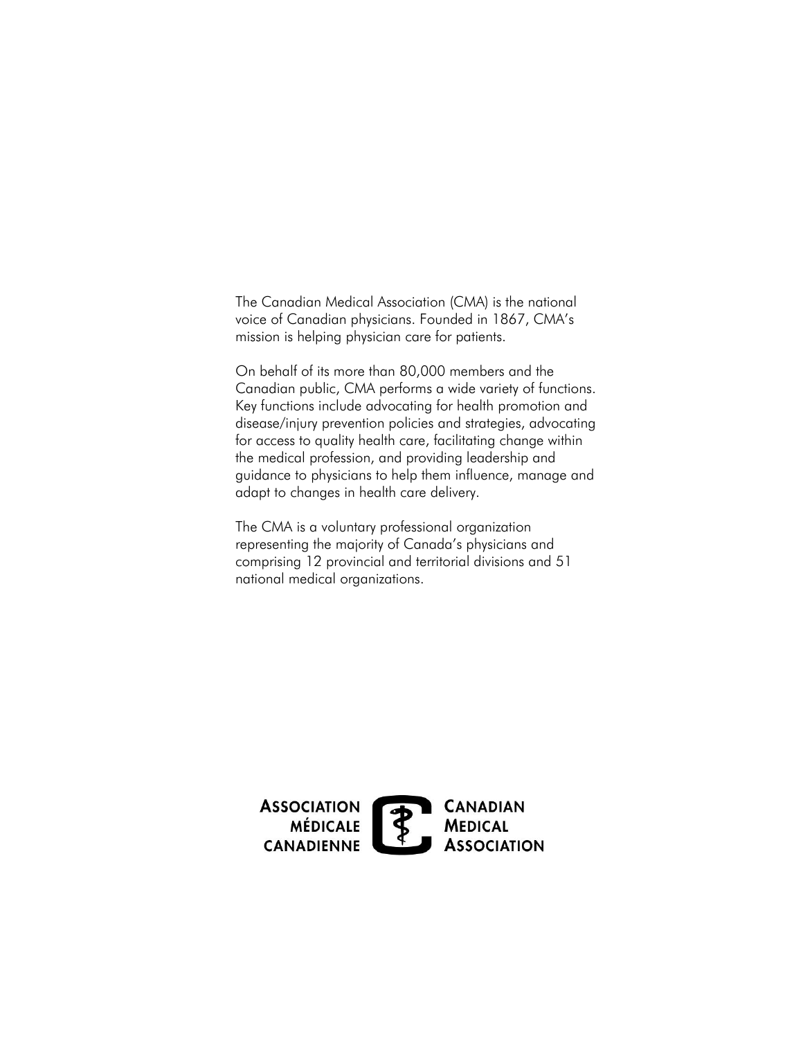The Canadian Medical Association (CMA) is the national voice of Canadian physicians. Founded in 1867, CMA's mission is helping physician care for patients.

On behalf of its more than 80,000 members and the Canadian public, CMA performs a wide variety of functions. Key functions include advocating for health promotion and disease/injury prevention policies and strategies, advocating for access to quality health care, facilitating change within the medical profession, and providing leadership and guidance to physicians to help them influence, manage and adapt to changes in health care delivery.

The CMA is a voluntary professional organization representing the majority of Canada's physicians and comprising 12 provincial and territorial divisions and 51 national medical organizations.

ASSOCIATION MÉDICALE CANADIENNE

CANADIAN MEDICAL ASSOCIATION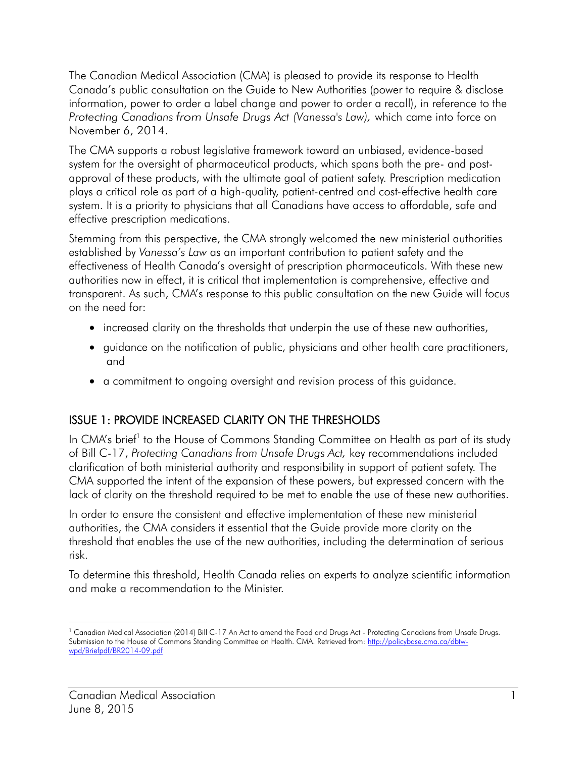The Canadian Medical Association (CMA) is pleased to provide its response to Health Canada's public consultation on the Guide to New Authorities (power to require & disclose information, power to order a label change and power to order a recall), in reference to the *Protecting Canadians from Unsafe Drugs Act (Vanessa's Law),* which came into force on November 6, 2014.

The CMA supports a robust legislative framework toward an unbiased, evidence-based system for the oversight of pharmaceutical products, which spans both the pre- and post-approval of these products, with the ultimate goal of patient safety. Prescription medication plays a critical role as part of a high-quality, patient-centred and cost-effective health care system. It is a priority to physicians that all Canadians have access to affordable, safe and effective prescription medications.

Stemming from this perspective, the CMA strongly welcomed the new ministerial authorities established by *Vanessa's Law* as an important contribution to patient safety and the effectiveness of Health Canada's oversight of prescription pharmaceuticals. With these new authorities now in effect, it is critical that implementation is comprehensive, effective and transparent. As such, CMA's response to this public consultation on the new Guide will focus on the need for:

- increased clarity on the thresholds that underpin the use of these new authorities,
- guidance on the notification of public, physicians and other health care practitioners, and
- a commitment to ongoing oversight and revision process of this guidance.

## ISSUE 1: PROVIDE INCREASED CLARITY ON THE THRESHOLDS

In CMA's brief[1] to the House of Commons Standing Committee on Health as part of its study of Bill C-17, *Protecting Canadians from Unsafe Drugs Act,* key recommendations included clarification of both ministerial authority and responsibility in support of patient safety. The CMA supported the intent of the expansion of these powers, but expressed concern with the lack of clarity on the threshold required to be met to enable the use of these new authorities.

In order to ensure the consistent and effective implementation of these new ministerial authorities, the CMA considers it essential that the Guide provide more clarity on the threshold that enables the use of the new authorities, including the determination of serious risk.

To determine this threshold, Health Canada relies on experts to analyze scientific information and make a recommendation to the Minister.

---

[1] Canadian Medical Association (2014) Bill C-17 An Act to amend the Food and Drugs Act - Protecting Canadians from Unsafe Drugs. Submission to the House of Commons Standing Committee on Health. CMA. Retrieved from: http://policybase.cma.ca/dbtw-wpd/Briefpdf/BR2014-09.pdf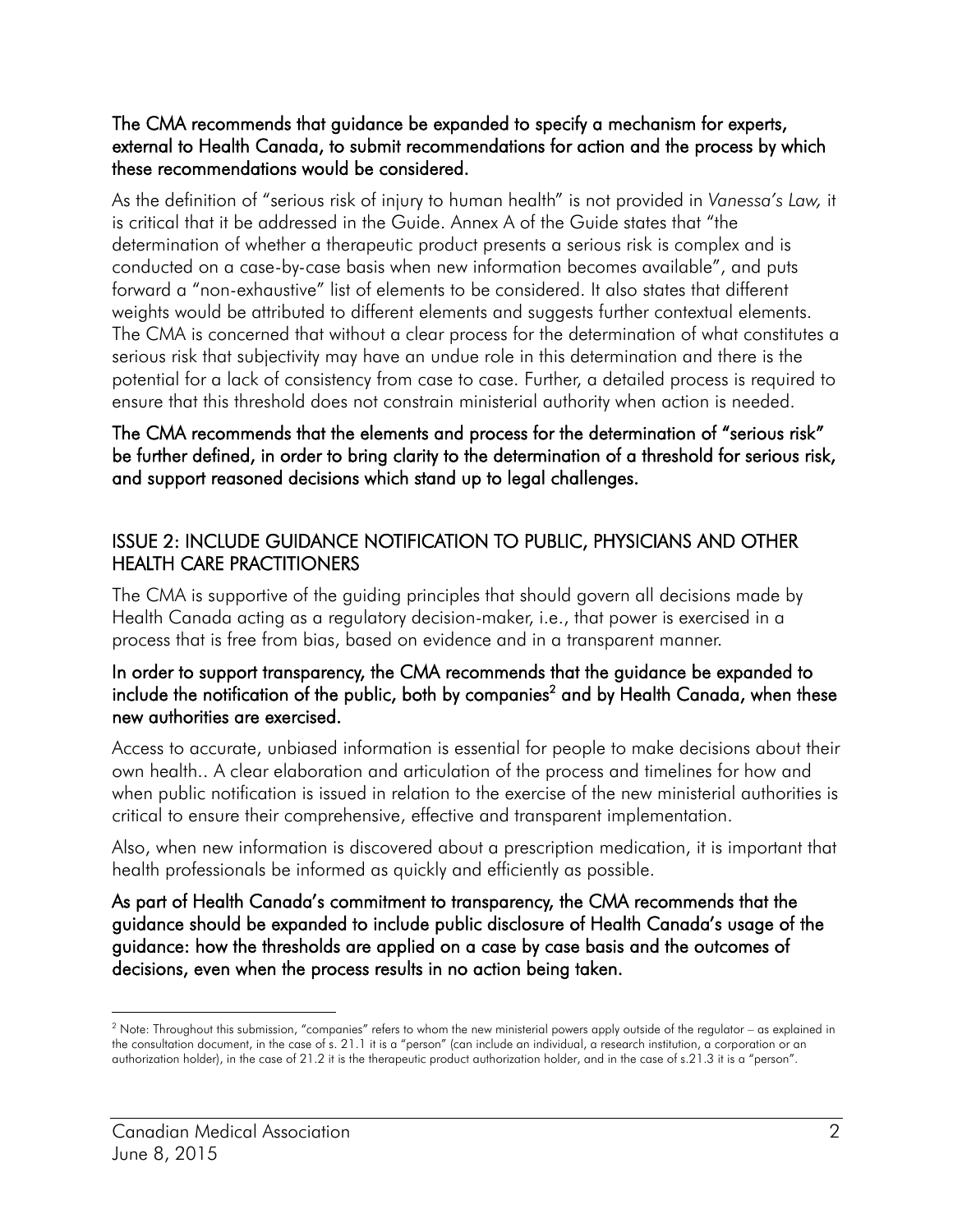**The CMA recommends that guidance be expanded to specify a mechanism for experts, external to Health Canada, to submit recommendations for action and the process by which these recommendations would be considered.**

As the definition of "serious risk of injury to human health" is not provided in *Vanessa's Law,* it is critical that it be addressed in the Guide. Annex A of the Guide states that "the determination of whether a therapeutic product presents a serious risk is complex and is conducted on a case-by-case basis when new information becomes available", and puts forward a "non-exhaustive" list of elements to be considered. It also states that different weights would be attributed to different elements and suggests further contextual elements. The CMA is concerned that without a clear process for the determination of what constitutes a serious risk that subjectivity may have an undue role in this determination and there is the potential for a lack of consistency from case to case. Further, a detailed process is required to ensure that this threshold does not constrain ministerial authority when action is needed.

**The CMA recommends that the elements and process for the determination of "serious risk" be further defined, in order to bring clarity to the determination of a threshold for serious risk, and support reasoned decisions which stand up to legal challenges.**

## ISSUE 2: INCLUDE GUIDANCE NOTIFICATION TO PUBLIC, PHYSICIANS AND OTHER HEALTH CARE PRACTITIONERS

The CMA is supportive of the guiding principles that should govern all decisions made by Health Canada acting as a regulatory decision-maker, i.e., that power is exercised in a process that is free from bias, based on evidence and in a transparent manner.

**In order to support transparency, the CMA recommends that the guidance be expanded to include the notification of the public, both by companies[2] and by Health Canada, when these new authorities are exercised.**

Access to accurate, unbiased information is essential for people to make decisions about their own health.. A clear elaboration and articulation of the process and timelines for how and when public notification is issued in relation to the exercise of the new ministerial authorities is critical to ensure their comprehensive, effective and transparent implementation.

Also, when new information is discovered about a prescription medication, it is important that health professionals be informed as quickly and efficiently as possible.

**As part of Health Canada's commitment to transparency, the CMA recommends that the guidance should be expanded to include public disclosure of Health Canada's usage of the guidance: how the thresholds are applied on a case by case basis and the outcomes of decisions, even when the process results in no action being taken.**

---

[2] Note: Throughout this submission, "companies" refers to whom the new ministerial powers apply outside of the regulator – as explained in the consultation document, in the case of s. 21.1 it is a "person" (can include an individual, a research institution, a corporation or an authorization holder), in the case of 21.2 it is the therapeutic product authorization holder, and in the case of s.21.3 it is a "person".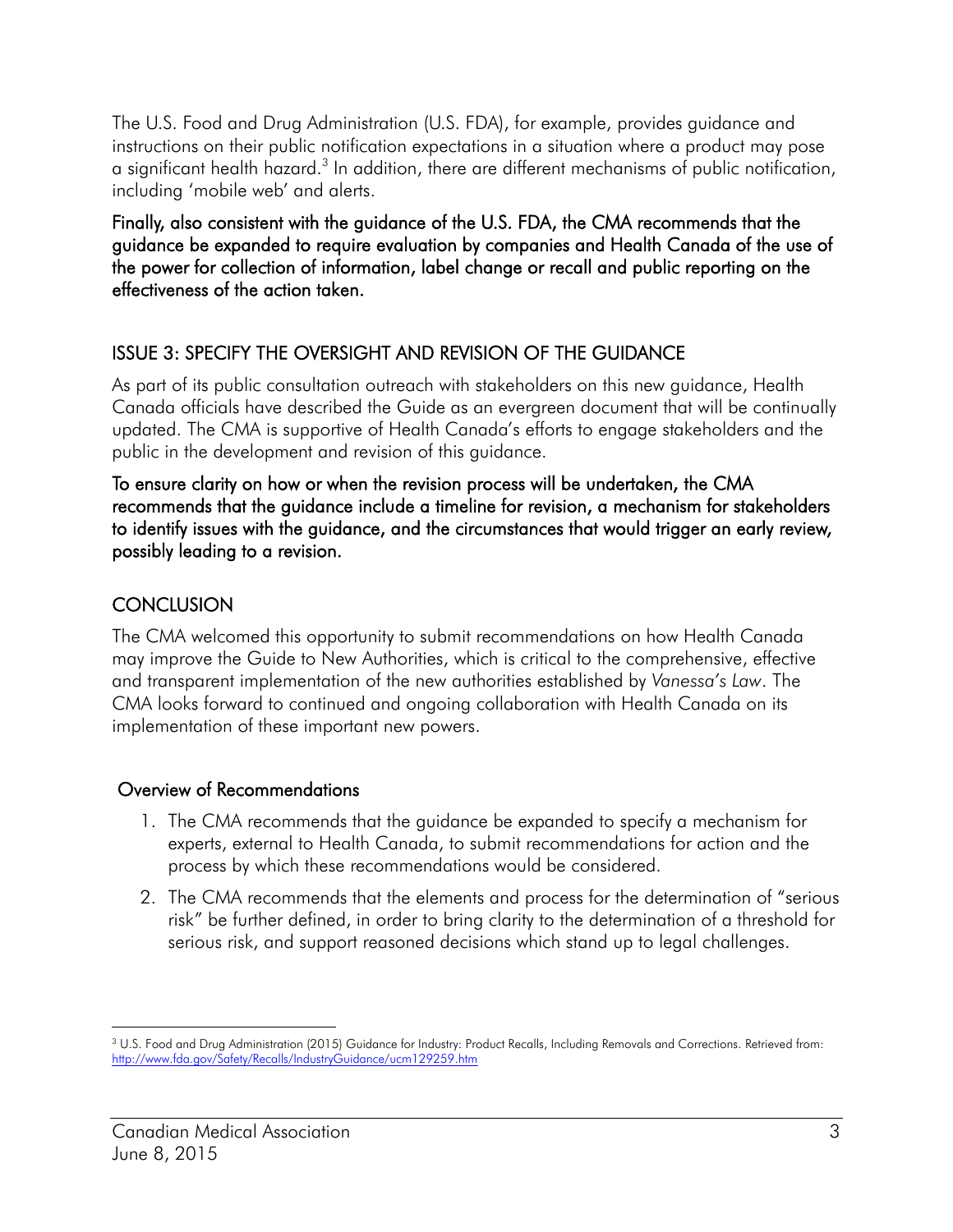The U.S. Food and Drug Administration (U.S. FDA), for example, provides guidance and instructions on their public notification expectations in a situation where a product may pose a significant health hazard.[3] In addition, there are different mechanisms of public notification, including 'mobile web' and alerts.

**Finally, also consistent with the guidance of the U.S. FDA, the CMA recommends that the guidance be expanded to require evaluation by companies and Health Canada of the use of the power for collection of information, label change or recall and public reporting on the effectiveness of the action taken.**

## ISSUE 3: SPECIFY THE OVERSIGHT AND REVISION OF THE GUIDANCE

As part of its public consultation outreach with stakeholders on this new guidance, Health Canada officials have described the Guide as an evergreen document that will be continually updated. The CMA is supportive of Health Canada's efforts to engage stakeholders and the public in the development and revision of this guidance.

**To ensure clarity on how or when the revision process will be undertaken, the CMA recommends that the guidance include a timeline for revision, a mechanism for stakeholders to identify issues with the guidance, and the circumstances that would trigger an early review, possibly leading to a revision.**

## CONCLUSION

The CMA welcomed this opportunity to submit recommendations on how Health Canada may improve the Guide to New Authorities, which is critical to the comprehensive, effective and transparent implementation of the new authorities established by *Vanessa's Law*. The CMA looks forward to continued and ongoing collaboration with Health Canada on its implementation of these important new powers.

### Overview of Recommendations

1. The CMA recommends that the guidance be expanded to specify a mechanism for experts, external to Health Canada, to submit recommendations for action and the process by which these recommendations would be considered.
2. The CMA recommends that the elements and process for the determination of "serious risk" be further defined, in order to bring clarity to the determination of a threshold for serious risk, and support reasoned decisions which stand up to legal challenges.

---

[3] U.S. Food and Drug Administration (2015) Guidance for Industry: Product Recalls, Including Removals and Corrections. Retrieved from: http://www.fda.gov/Safety/Recalls/IndustryGuidance/ucm129259.htm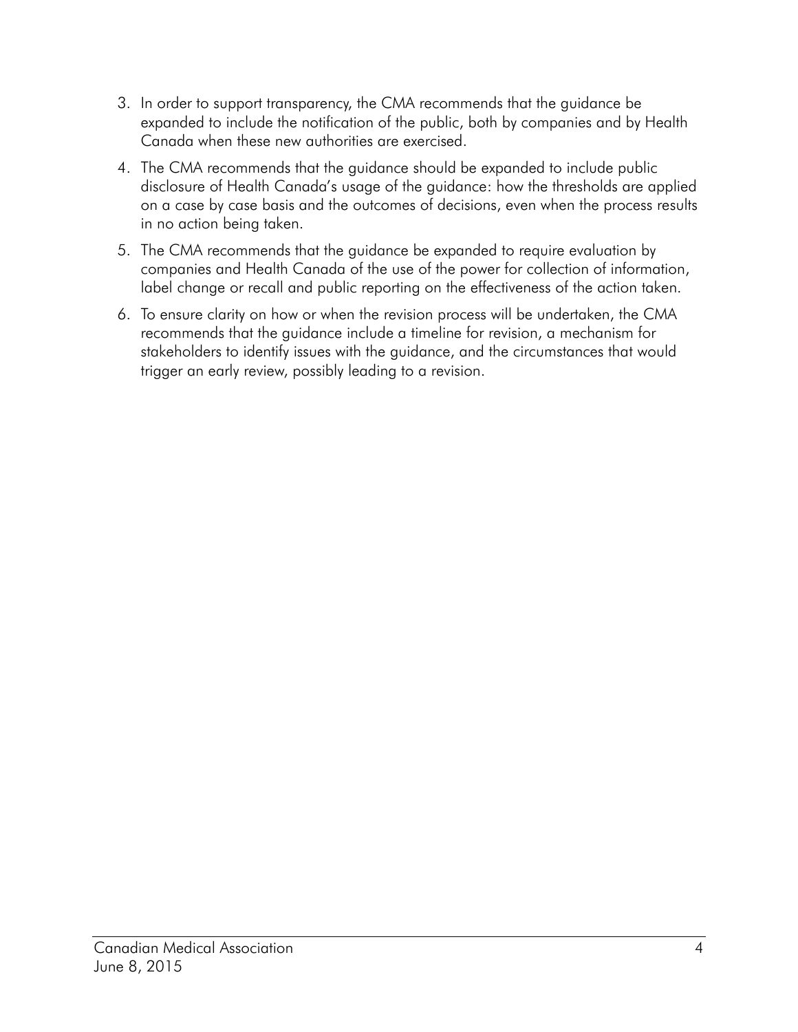3. In order to support transparency, the CMA recommends that the guidance be expanded to include the notification of the public, both by companies and by Health Canada when these new authorities are exercised.
4. The CMA recommends that the guidance should be expanded to include public disclosure of Health Canada's usage of the guidance: how the thresholds are applied on a case by case basis and the outcomes of decisions, even when the process results in no action being taken.
5. The CMA recommends that the guidance be expanded to require evaluation by companies and Health Canada of the use of the power for collection of information, label change or recall and public reporting on the effectiveness of the action taken.
6. To ensure clarity on how or when the revision process will be undertaken, the CMA recommends that the guidance include a timeline for revision, a mechanism for stakeholders to identify issues with the guidance, and the circumstances that would trigger an early review, possibly leading to a revision.